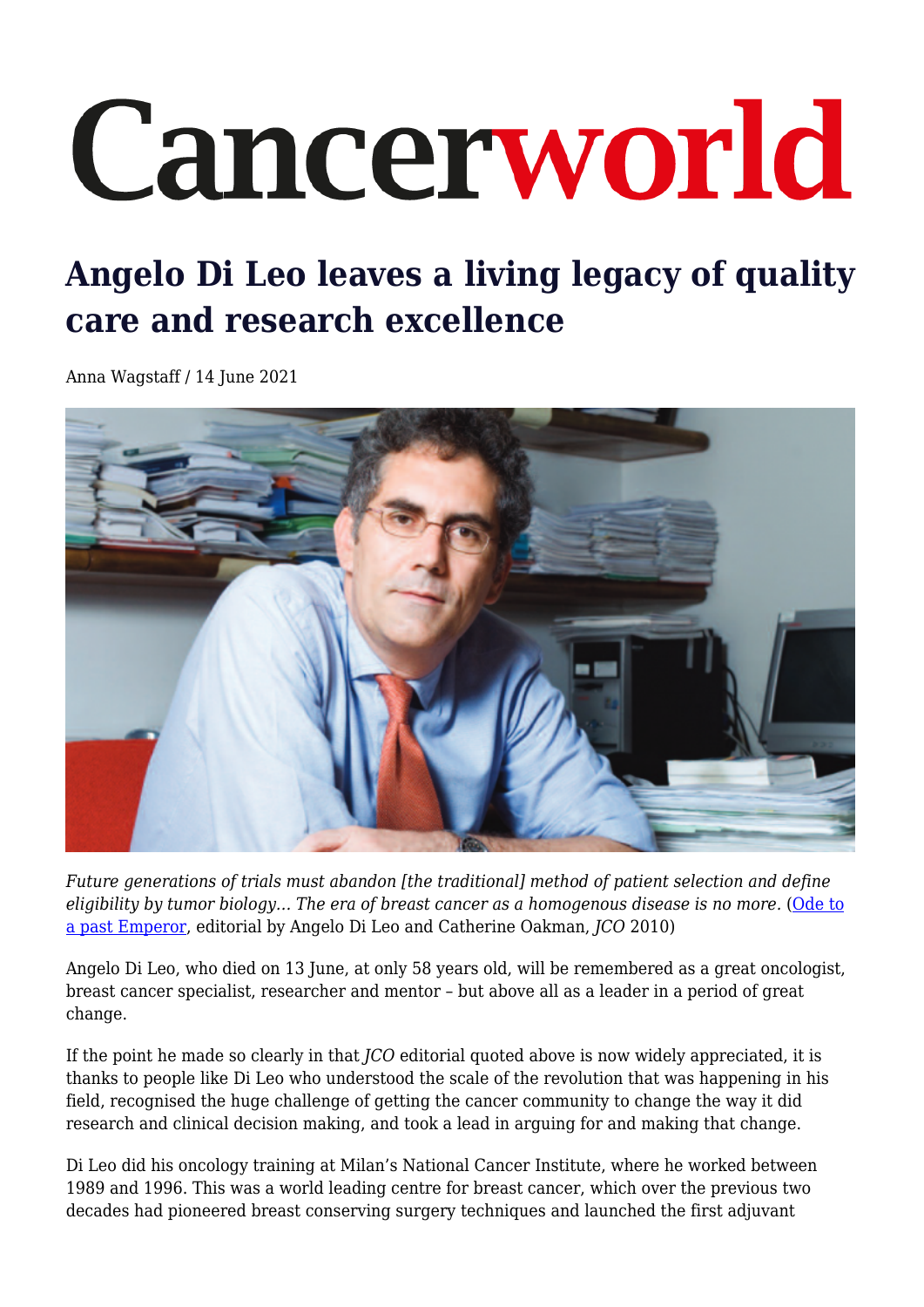# Cancerworld

## Angelo Di Leo leaves a living legacy of quality care and research excellence

Anna Wagstaff / 14 June 2021

*Future generations of trials must abandon [the traditional] method of patient selection and define eligibility by tumor biology… The era of breast cancer as a homogenous disease is no more.* ([Ode to a past Emperor](), editorial by Angelo Di Leo and Catherine Oakman, *JCO* 2010)

Angelo Di Leo, who died on 13 June, at only 58 years old, will be remembered as a great oncologist, breast cancer specialist, researcher and mentor – but above all as a leader in a period of great change.

If the point he made so clearly in that *JCO* editorial quoted above is now widely appreciated, it is thanks to people like Di Leo who understood the scale of the revolution that was happening in his field, recognised the huge challenge of getting the cancer community to change the way it did research and clinical decision making, and took a lead in arguing for and making that change.

Di Leo did his oncology training at Milan's National Cancer Institute, where he worked between 1989 and 1996. This was a world leading centre for breast cancer, which over the previous two decades had pioneered breast conserving surgery techniques and launched the first adjuvant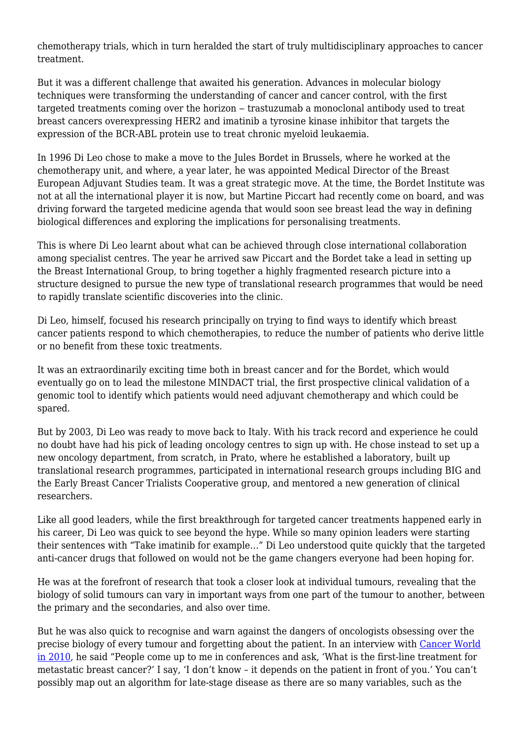chemotherapy trials, which in turn heralded the start of truly multidisciplinary approaches to cancer treatment.

But it was a different challenge that awaited his generation. Advances in molecular biology techniques were transforming the understanding of cancer and cancer control, with the first targeted treatments coming over the horizon – trastuzumab a monoclonal antibody used to treat breast cancers overexpressing HER2 and imatinib a tyrosine kinase inhibitor that targets the expression of the BCR-ABL protein use to treat chronic myeloid leukaemia.

In 1996 Di Leo chose to make a move to the Jules Bordet in Brussels, where he worked at the chemotherapy unit, and where, a year later, he was appointed Medical Director of the Breast European Adjuvant Studies team. It was a great strategic move. At the time, the Bordet Institute was not at all the international player it is now, but Martine Piccart had recently come on board, and was driving forward the targeted medicine agenda that would soon see breast lead the way in defining biological differences and exploring the implications for personalising treatments.

This is where Di Leo learnt about what can be achieved through close international collaboration among specialist centres. The year he arrived saw Piccart and the Bordet take a lead in setting up the Breast International Group, to bring together a highly fragmented research picture into a structure designed to pursue the new type of translational research programmes that would be need to rapidly translate scientific discoveries into the clinic.

Di Leo, himself, focused his research principally on trying to find ways to identify which breast cancer patients respond to which chemotherapies, to reduce the number of patients who derive little or no benefit from these toxic treatments.

It was an extraordinarily exciting time both in breast cancer and for the Bordet, which would eventually go on to lead the milestone MINDACT trial, the first prospective clinical validation of a genomic tool to identify which patients would need adjuvant chemotherapy and which could be spared.

But by 2003, Di Leo was ready to move back to Italy. With his track record and experience he could no doubt have had his pick of leading oncology centres to sign up with. He chose instead to set up a new oncology department, from scratch, in Prato, where he established a laboratory, built up translational research programmes, participated in international research groups including BIG and the Early Breast Cancer Trialists Cooperative group, and mentored a new generation of clinical researchers.

Like all good leaders, while the first breakthrough for targeted cancer treatments happened early in his career, Di Leo was quick to see beyond the hype. While so many opinion leaders were starting their sentences with "Take imatinib for example…" Di Leo understood quite quickly that the targeted anti-cancer drugs that followed on would not be the game changers everyone had been hoping for.

He was at the forefront of research that took a closer look at individual tumours, revealing that the biology of solid tumours can vary in important ways from one part of the tumour to another, between the primary and the secondaries, and also over time.

But he was also quick to recognise and warn against the dangers of oncologists obsessing over the precise biology of every tumour and forgetting about the patient. In an interview with Cancer World in 2010, he said "People come up to me in conferences and ask, 'What is the first-line treatment for metastatic breast cancer?' I say, 'I don't know – it depends on the patient in front of you.' You can't possibly map out an algorithm for late-stage disease as there are so many variables, such as the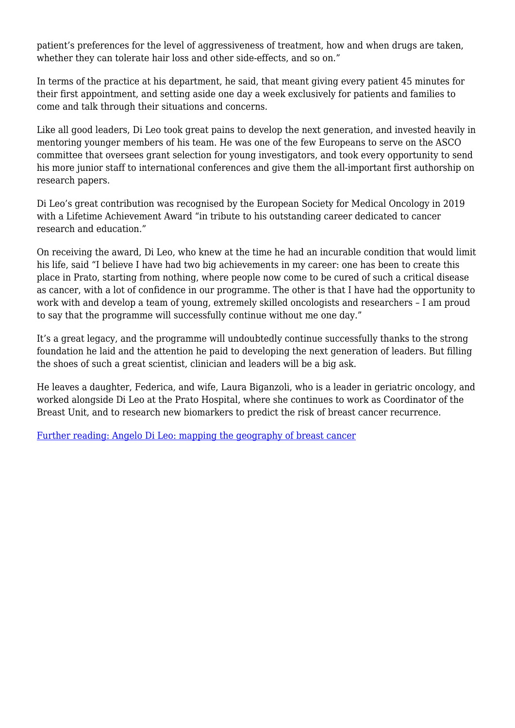patient's preferences for the level of aggressiveness of treatment, how and when drugs are taken, whether they can tolerate hair loss and other side-effects, and so on."

In terms of the practice at his department, he said, that meant giving every patient 45 minutes for their first appointment, and setting aside one day a week exclusively for patients and families to come and talk through their situations and concerns.

Like all good leaders, Di Leo took great pains to develop the next generation, and invested heavily in mentoring younger members of his team. He was one of the few Europeans to serve on the ASCO committee that oversees grant selection for young investigators, and took every opportunity to send his more junior staff to international conferences and give them the all-important first authorship on research papers.

Di Leo's great contribution was recognised by the European Society for Medical Oncology in 2019 with a Lifetime Achievement Award "in tribute to his outstanding career dedicated to cancer research and education."

On receiving the award, Di Leo, who knew at the time he had an incurable condition that would limit his life, said "I believe I have had two big achievements in my career: one has been to create this place in Prato, starting from nothing, where people now come to be cured of such a critical disease as cancer, with a lot of confidence in our programme. The other is that I have had the opportunity to work with and develop a team of young, extremely skilled oncologists and researchers – I am proud to say that the programme will successfully continue without me one day."

It's a great legacy, and the programme will undoubtedly continue successfully thanks to the strong foundation he laid and the attention he paid to developing the next generation of leaders. But filling the shoes of such a great scientist, clinician and leaders will be a big ask.

He leaves a daughter, Federica, and wife, Laura Biganzoli, who is a leader in geriatric oncology, and worked alongside Di Leo at the Prato Hospital, where she continues to work as Coordinator of the Breast Unit, and to research new biomarkers to predict the risk of breast cancer recurrence.

Further reading: Angelo Di Leo: mapping the geography of breast cancer